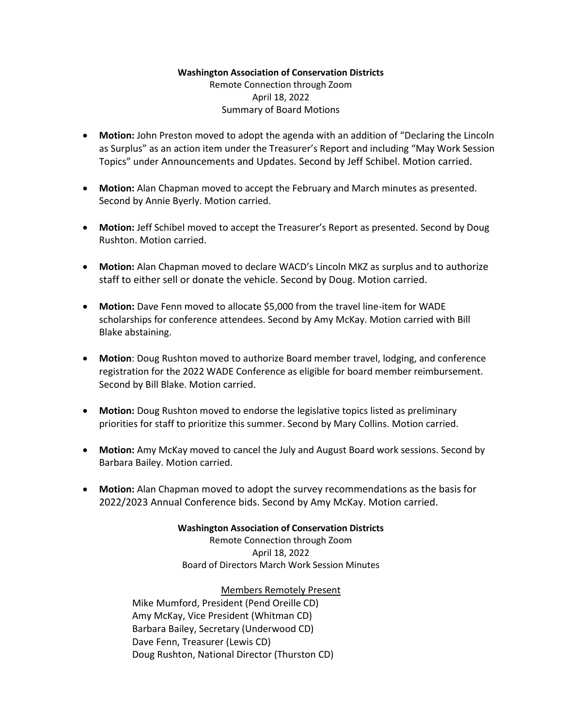**Washington Association of Conservation Districts**
Remote Connection through Zoom
April 18, 2022
Summary of Board Motions

- **Motion:** John Preston moved to adopt the agenda with an addition of "Declaring the Lincoln as Surplus" as an action item under the Treasurer's Report and including "May Work Session Topics" under Announcements and Updates. Second by Jeff Schibel. Motion carried.
- **Motion:** Alan Chapman moved to accept the February and March minutes as presented. Second by Annie Byerly. Motion carried.
- **Motion:** Jeff Schibel moved to accept the Treasurer's Report as presented. Second by Doug Rushton. Motion carried.
- **Motion:** Alan Chapman moved to declare WACD's Lincoln MKZ as surplus and to authorize staff to either sell or donate the vehicle. Second by Doug. Motion carried.
- **Motion:** Dave Fenn moved to allocate $5,000 from the travel line-item for WADE scholarships for conference attendees. Second by Amy McKay. Motion carried with Bill Blake abstaining.
- **Motion**: Doug Rushton moved to authorize Board member travel, lodging, and conference registration for the 2022 WADE Conference as eligible for board member reimbursement. Second by Bill Blake. Motion carried.
- **Motion:** Doug Rushton moved to endorse the legislative topics listed as preliminary priorities for staff to prioritize this summer. Second by Mary Collins. Motion carried.
- **Motion:** Amy McKay moved to cancel the July and August Board work sessions. Second by Barbara Bailey. Motion carried.
- **Motion:** Alan Chapman moved to adopt the survey recommendations as the basis for 2022/2023 Annual Conference bids. Second by Amy McKay. Motion carried.

**Washington Association of Conservation Districts**
Remote Connection through Zoom
April 18, 2022
Board of Directors March Work Session Minutes

Members Remotely Present

Mike Mumford, President (Pend Oreille CD)
Amy McKay, Vice President (Whitman CD)
Barbara Bailey, Secretary (Underwood CD)
Dave Fenn, Treasurer (Lewis CD)
Doug Rushton, National Director (Thurston CD)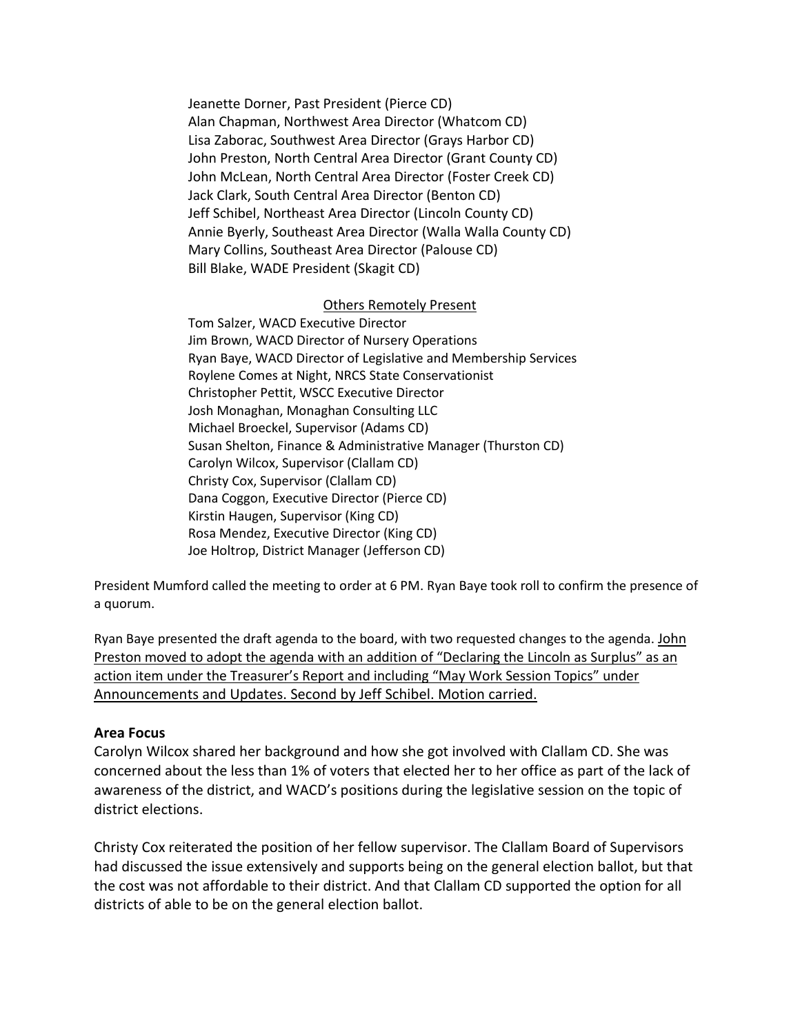Jeanette Dorner, Past President (Pierce CD)
Alan Chapman, Northwest Area Director (Whatcom CD)
Lisa Zaborac, Southwest Area Director (Grays Harbor CD)
John Preston, North Central Area Director (Grant County CD)
John McLean, North Central Area Director (Foster Creek CD)
Jack Clark, South Central Area Director (Benton CD)
Jeff Schibel, Northeast Area Director (Lincoln County CD)
Annie Byerly, Southeast Area Director (Walla Walla County CD)
Mary Collins, Southeast Area Director (Palouse CD)
Bill Blake, WADE President (Skagit CD)

Others Remotely Present

Tom Salzer, WACD Executive Director
Jim Brown, WACD Director of Nursery Operations
Ryan Baye, WACD Director of Legislative and Membership Services
Roylene Comes at Night, NRCS State Conservationist
Christopher Pettit, WSCC Executive Director
Josh Monaghan, Monaghan Consulting LLC
Michael Broeckel, Supervisor (Adams CD)
Susan Shelton, Finance & Administrative Manager (Thurston CD)
Carolyn Wilcox, Supervisor (Clallam CD)
Christy Cox, Supervisor (Clallam CD)
Dana Coggon, Executive Director (Pierce CD)
Kirstin Haugen, Supervisor (King CD)
Rosa Mendez, Executive Director (King CD)
Joe Holtrop, District Manager (Jefferson CD)

President Mumford called the meeting to order at 6 PM. Ryan Baye took roll to confirm the presence of a quorum.

Ryan Baye presented the draft agenda to the board, with two requested changes to the agenda. John Preston moved to adopt the agenda with an addition of "Declaring the Lincoln as Surplus" as an action item under the Treasurer's Report and including "May Work Session Topics" under Announcements and Updates. Second by Jeff Schibel. Motion carried.

**Area Focus**

Carolyn Wilcox shared her background and how she got involved with Clallam CD. She was concerned about the less than 1% of voters that elected her to her office as part of the lack of awareness of the district, and WACD's positions during the legislative session on the topic of district elections.

Christy Cox reiterated the position of her fellow supervisor. The Clallam Board of Supervisors had discussed the issue extensively and supports being on the general election ballot, but that the cost was not affordable to their district. And that Clallam CD supported the option for all districts of able to be on the general election ballot.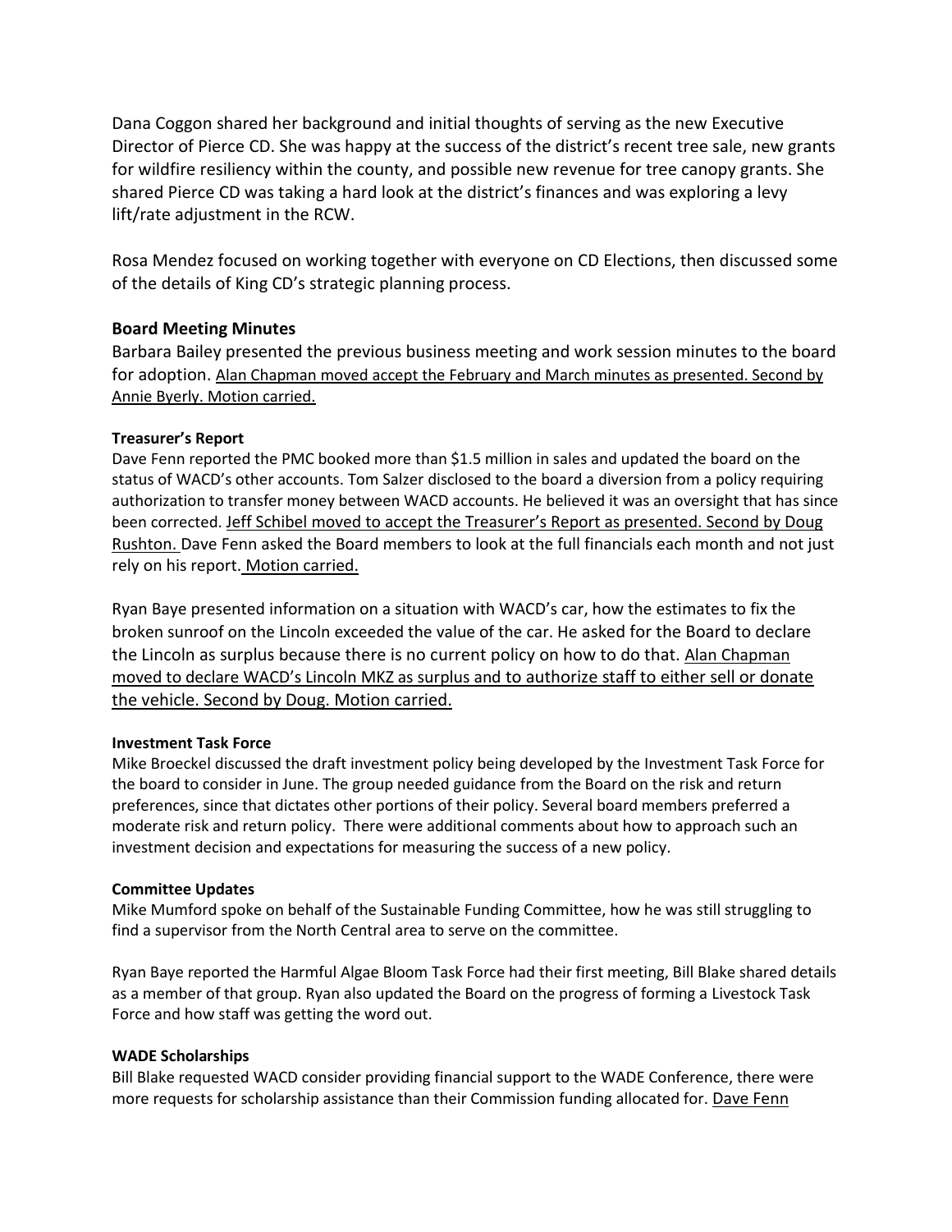Dana Coggon shared her background and initial thoughts of serving as the new Executive Director of Pierce CD. She was happy at the success of the district's recent tree sale, new grants for wildfire resiliency within the county, and possible new revenue for tree canopy grants. She shared Pierce CD was taking a hard look at the district's finances and was exploring a levy lift/rate adjustment in the RCW.

Rosa Mendez focused on working together with everyone on CD Elections, then discussed some of the details of King CD's strategic planning process.

### Board Meeting Minutes

Barbara Bailey presented the previous business meeting and work session minutes to the board for adoption. <u>Alan Chapman moved accept the February and March minutes as presented. Second by Annie Byerly. Motion carried.</u>

#### Treasurer's Report

Dave Fenn reported the PMC booked more than $1.5 million in sales and updated the board on the status of WACD's other accounts. Tom Salzer disclosed to the board a diversion from a policy requiring authorization to transfer money between WACD accounts. He believed it was an oversight that has since been corrected. <u>Jeff Schibel moved to accept the Treasurer's Report as presented. Second by Doug Rushton.</u> Dave Fenn asked the Board members to look at the full financials each month and not just rely on his report. <u>Motion carried.</u>

Ryan Baye presented information on a situation with WACD's car, how the estimates to fix the broken sunroof on the Lincoln exceeded the value of the car. He asked for the Board to declare the Lincoln as surplus because there is no current policy on how to do that. <u>Alan Chapman moved to declare WACD's Lincoln MKZ as surplus and to authorize staff to either sell or donate the vehicle. Second by Doug. Motion carried.</u>

#### Investment Task Force

Mike Broeckel discussed the draft investment policy being developed by the Investment Task Force for the board to consider in June. The group needed guidance from the Board on the risk and return preferences, since that dictates other portions of their policy. Several board members preferred a moderate risk and return policy. There were additional comments about how to approach such an investment decision and expectations for measuring the success of a new policy.

#### Committee Updates

Mike Mumford spoke on behalf of the Sustainable Funding Committee, how he was still struggling to find a supervisor from the North Central area to serve on the committee.

Ryan Baye reported the Harmful Algae Bloom Task Force had their first meeting, Bill Blake shared details as a member of that group. Ryan also updated the Board on the progress of forming a Livestock Task Force and how staff was getting the word out.

#### WADE Scholarships

Bill Blake requested WACD consider providing financial support to the WADE Conference, there were more requests for scholarship assistance than their Commission funding allocated for. <u>Dave Fenn</u>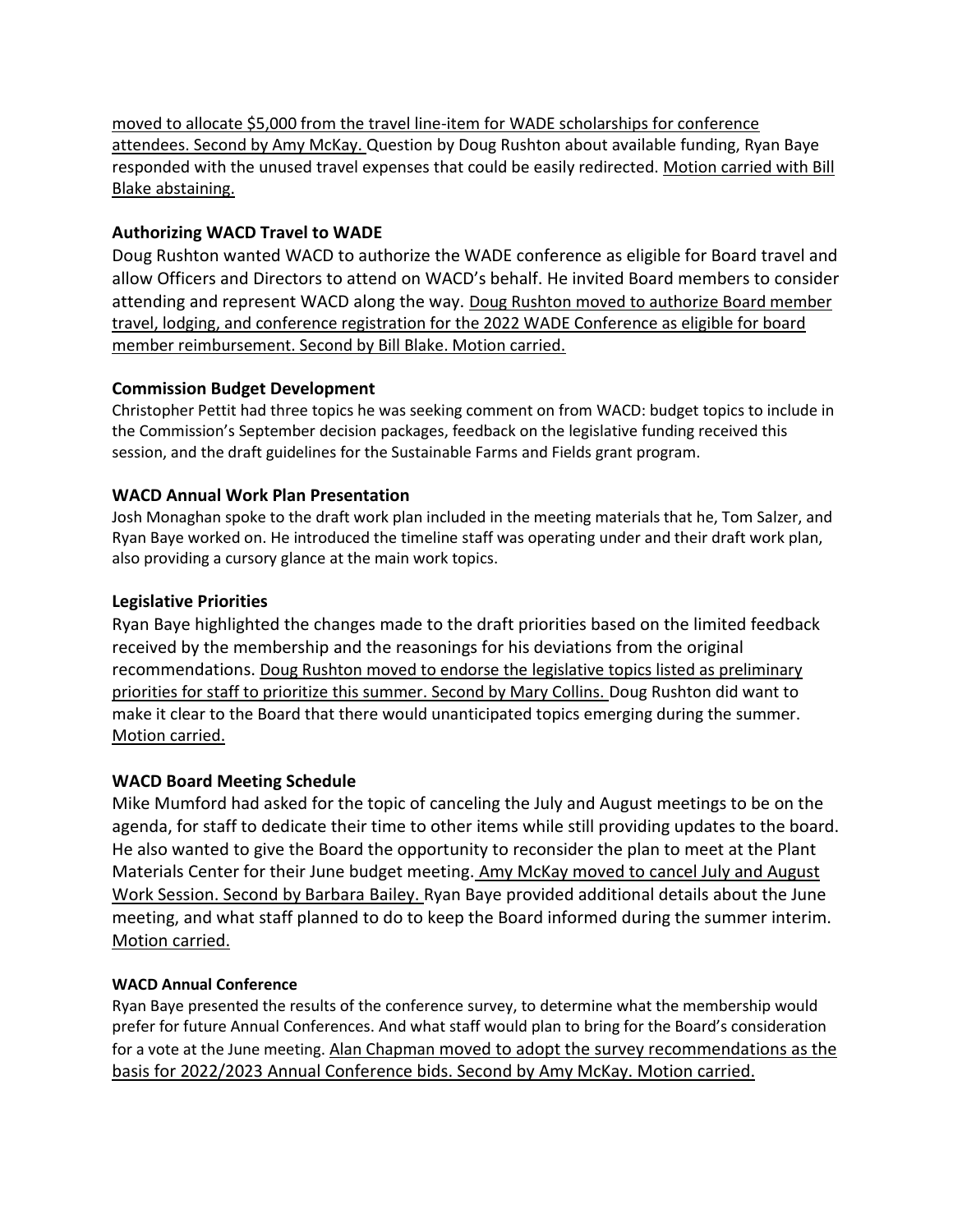moved to allocate $5,000 from the travel line-item for WADE scholarships for conference attendees. Second by Amy McKay. Question by Doug Rushton about available funding, Ryan Baye responded with the unused travel expenses that could be easily redirected. Motion carried with Bill Blake abstaining.

### Authorizing WACD Travel to WADE

Doug Rushton wanted WACD to authorize the WADE conference as eligible for Board travel and allow Officers and Directors to attend on WACD's behalf. He invited Board members to consider attending and represent WACD along the way. Doug Rushton moved to authorize Board member travel, lodging, and conference registration for the 2022 WADE Conference as eligible for board member reimbursement. Second by Bill Blake. Motion carried.

### Commission Budget Development

Christopher Pettit had three topics he was seeking comment on from WACD: budget topics to include in the Commission's September decision packages, feedback on the legislative funding received this session, and the draft guidelines for the Sustainable Farms and Fields grant program.

### WACD Annual Work Plan Presentation

Josh Monaghan spoke to the draft work plan included in the meeting materials that he, Tom Salzer, and Ryan Baye worked on. He introduced the timeline staff was operating under and their draft work plan, also providing a cursory glance at the main work topics.

### Legislative Priorities

Ryan Baye highlighted the changes made to the draft priorities based on the limited feedback received by the membership and the reasonings for his deviations from the original recommendations. Doug Rushton moved to endorse the legislative topics listed as preliminary priorities for staff to prioritize this summer. Second by Mary Collins. Doug Rushton did want to make it clear to the Board that there would unanticipated topics emerging during the summer. Motion carried.

### WACD Board Meeting Schedule

Mike Mumford had asked for the topic of canceling the July and August meetings to be on the agenda, for staff to dedicate their time to other items while still providing updates to the board. He also wanted to give the Board the opportunity to reconsider the plan to meet at the Plant Materials Center for their June budget meeting. Amy McKay moved to cancel July and August Work Session. Second by Barbara Bailey. Ryan Baye provided additional details about the June meeting, and what staff planned to do to keep the Board informed during the summer interim. Motion carried.

#### WACD Annual Conference

Ryan Baye presented the results of the conference survey, to determine what the membership would prefer for future Annual Conferences. And what staff would plan to bring for the Board's consideration for a vote at the June meeting. Alan Chapman moved to adopt the survey recommendations as the basis for 2022/2023 Annual Conference bids. Second by Amy McKay. Motion carried.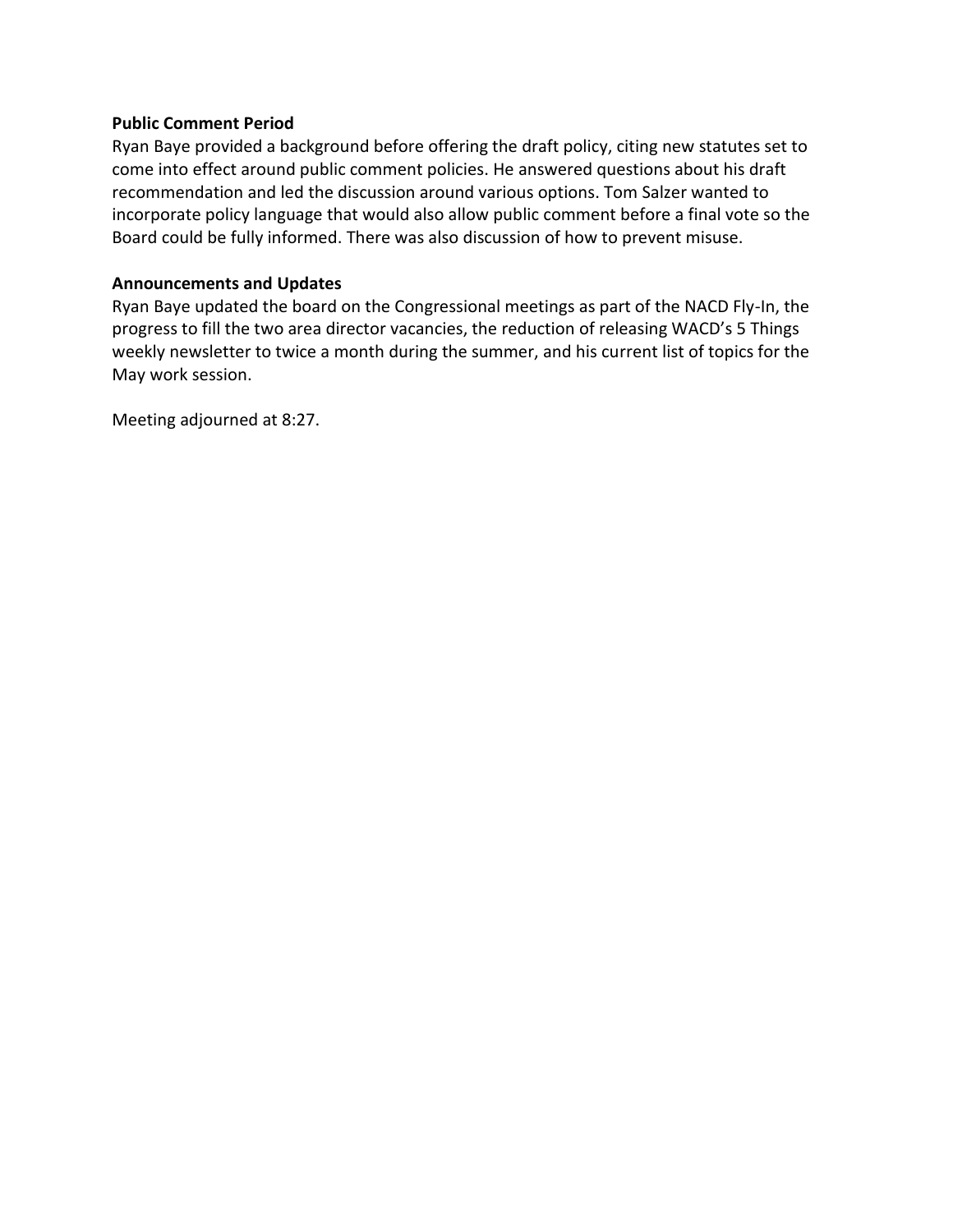**Public Comment Period**
Ryan Baye provided a background before offering the draft policy, citing new statutes set to come into effect around public comment policies. He answered questions about his draft recommendation and led the discussion around various options. Tom Salzer wanted to incorporate policy language that would also allow public comment before a final vote so the Board could be fully informed. There was also discussion of how to prevent misuse.

**Announcements and Updates**
Ryan Baye updated the board on the Congressional meetings as part of the NACD Fly-In, the progress to fill the two area director vacancies, the reduction of releasing WACD's 5 Things weekly newsletter to twice a month during the summer, and his current list of topics for the May work session.

Meeting adjourned at 8:27.